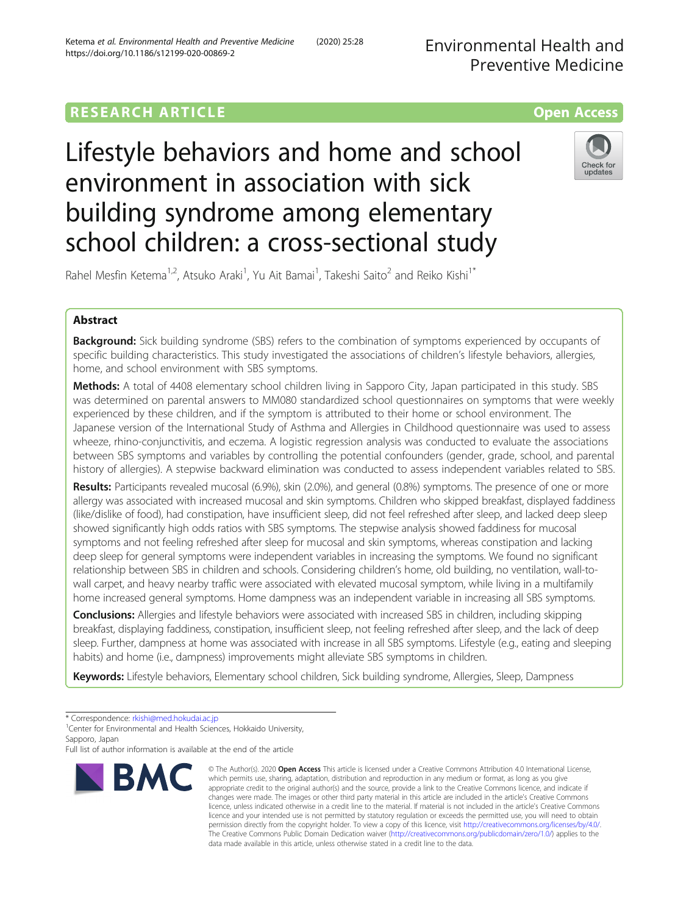RESEARCH ARTICLE

Open Access

# Lifestyle behaviors and home and school environment in association with sick building syndrome among elementary school children: a cross-sectional study

Rahel Mesfin Ketema[1,2], Atsuko Araki[1], Yu Ait Bamai[1], Takeshi Saito[2] and Reiko Kishi[1*]

## Abstract

**Background:** Sick building syndrome (SBS) refers to the combination of symptoms experienced by occupants of specific building characteristics. This study investigated the associations of children's lifestyle behaviors, allergies, home, and school environment with SBS symptoms.

**Methods:** A total of 4408 elementary school children living in Sapporo City, Japan participated in this study. SBS was determined on parental answers to MM080 standardized school questionnaires on symptoms that were weekly experienced by these children, and if the symptom is attributed to their home or school environment. The Japanese version of the International Study of Asthma and Allergies in Childhood questionnaire was used to assess wheeze, rhino-conjunctivitis, and eczema. A logistic regression analysis was conducted to evaluate the associations between SBS symptoms and variables by controlling the potential confounders (gender, grade, school, and parental history of allergies). A stepwise backward elimination was conducted to assess independent variables related to SBS.

**Results:** Participants revealed mucosal (6.9%), skin (2.0%), and general (0.8%) symptoms. The presence of one or more allergy was associated with increased mucosal and skin symptoms. Children who skipped breakfast, displayed faddiness (like/dislike of food), had constipation, have insufficient sleep, did not feel refreshed after sleep, and lacked deep sleep showed significantly high odds ratios with SBS symptoms. The stepwise analysis showed faddiness for mucosal symptoms and not feeling refreshed after sleep for mucosal and skin symptoms, whereas constipation and lacking deep sleep for general symptoms were independent variables in increasing the symptoms. We found no significant relationship between SBS in children and schools. Considering children's home, old building, no ventilation, wall-to-wall carpet, and heavy nearby traffic were associated with elevated mucosal symptom, while living in a multifamily home increased general symptoms. Home dampness was an independent variable in increasing all SBS symptoms.

**Conclusions:** Allergies and lifestyle behaviors were associated with increased SBS in children, including skipping breakfast, displaying faddiness, constipation, insufficient sleep, not feeling refreshed after sleep, and the lack of deep sleep. Further, dampness at home was associated with increase in all SBS symptoms. Lifestyle (e.g., eating and sleeping habits) and home (i.e., dampness) improvements might alleviate SBS symptoms in children.

**Keywords:** Lifestyle behaviors, Elementary school children, Sick building syndrome, Allergies, Sleep, Dampness

\* Correspondence: rkishi@med.hokudai.ac.jp
[1]Center for Environmental and Health Sciences, Hokkaido University, Sapporo, Japan
Full list of author information is available at the end of the article

© The Author(s). 2020 **Open Access** This article is licensed under a Creative Commons Attribution 4.0 International License, which permits use, sharing, adaptation, distribution and reproduction in any medium or format, as long as you give appropriate credit to the original author(s) and the source, provide a link to the Creative Commons licence, and indicate if changes were made. The images or other third party material in this article are included in the article's Creative Commons licence, unless indicated otherwise in a credit line to the material. If material is not included in the article's Creative Commons licence and your intended use is not permitted by statutory regulation or exceeds the permitted use, you will need to obtain permission directly from the copyright holder. To view a copy of this licence, visit http://creativecommons.org/licenses/by/4.0/. The Creative Commons Public Domain Dedication waiver (http://creativecommons.org/publicdomain/zero/1.0/) applies to the data made available in this article, unless otherwise stated in a credit line to the data.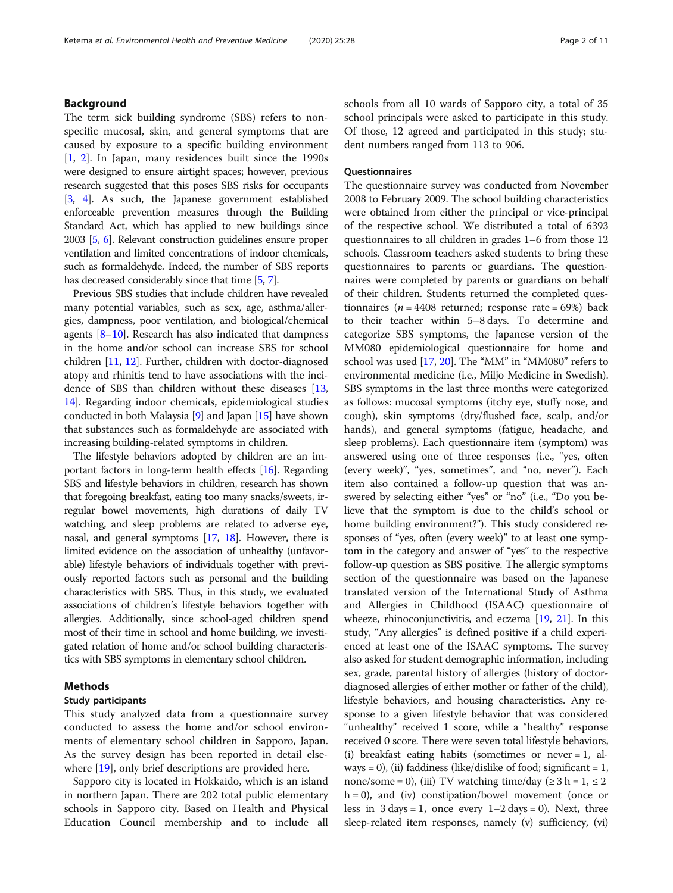## Background

The term sick building syndrome (SBS) refers to non-specific mucosal, skin, and general symptoms that are caused by exposure to a specific building environment [1, 2]. In Japan, many residences built since the 1990s were designed to ensure airtight spaces; however, previous research suggested that this poses SBS risks for occupants [3, 4]. As such, the Japanese government established enforceable prevention measures through the Building Standard Act, which has applied to new buildings since 2003 [5, 6]. Relevant construction guidelines ensure proper ventilation and limited concentrations of indoor chemicals, such as formaldehyde. Indeed, the number of SBS reports has decreased considerably since that time [5, 7].

Previous SBS studies that include children have revealed many potential variables, such as sex, age, asthma/allergies, dampness, poor ventilation, and biological/chemical agents [8–10]. Research has also indicated that dampness in the home and/or school can increase SBS for school children [11, 12]. Further, children with doctor-diagnosed atopy and rhinitis tend to have associations with the incidence of SBS than children without these diseases [13, 14]. Regarding indoor chemicals, epidemiological studies conducted in both Malaysia [9] and Japan [15] have shown that substances such as formaldehyde are associated with increasing building-related symptoms in children.

The lifestyle behaviors adopted by children are an important factors in long-term health effects [16]. Regarding SBS and lifestyle behaviors in children, research has shown that foregoing breakfast, eating too many snacks/sweets, irregular bowel movements, high durations of daily TV watching, and sleep problems are related to adverse eye, nasal, and general symptoms [17, 18]. However, there is limited evidence on the association of unhealthy (unfavorable) lifestyle behaviors of individuals together with previously reported factors such as personal and the building characteristics with SBS. Thus, in this study, we evaluated associations of children's lifestyle behaviors together with allergies. Additionally, since school-aged children spend most of their time in school and home building, we investigated relation of home and/or school building characteristics with SBS symptoms in elementary school children.

## Methods

### Study participants

This study analyzed data from a questionnaire survey conducted to assess the home and/or school environments of elementary school children in Sapporo, Japan. As the survey design has been reported in detail elsewhere [19], only brief descriptions are provided here.

Sapporo city is located in Hokkaido, which is an island in northern Japan. There are 202 total public elementary schools in Sapporo city. Based on Health and Physical Education Council membership and to include all schools from all 10 wards of Sapporo city, a total of 35 school principals were asked to participate in this study. Of those, 12 agreed and participated in this study; student numbers ranged from 113 to 906.

### Questionnaires

The questionnaire survey was conducted from November 2008 to February 2009. The school building characteristics were obtained from either the principal or vice-principal of the respective school. We distributed a total of 6393 questionnaires to all children in grades 1–6 from those 12 schools. Classroom teachers asked students to bring these questionnaires to parents or guardians. The questionnaires were completed by parents or guardians on behalf of their children. Students returned the completed questionnaires ($n = 4408$ returned; response rate = 69%) back to their teacher within 5–8 days. To determine and categorize SBS symptoms, the Japanese version of the MM080 epidemiological questionnaire for home and school was used [17, 20]. The "MM" in "MM080" refers to environmental medicine (i.e., Miljo Medicine in Swedish). SBS symptoms in the last three months were categorized as follows: mucosal symptoms (itchy eye, stuffy nose, and cough), skin symptoms (dry/flushed face, scalp, and/or hands), and general symptoms (fatigue, headache, and sleep problems). Each questionnaire item (symptom) was answered using one of three responses (i.e., "yes, often (every week)", "yes, sometimes", and "no, never"). Each item also contained a follow-up question that was answered by selecting either "yes" or "no" (i.e., "Do you believe that the symptom is due to the child's school or home building environment?"). This study considered responses of "yes, often (every week)" to at least one symptom in the category and answer of "yes" to the respective follow-up question as SBS positive. The allergic symptoms section of the questionnaire was based on the Japanese translated version of the International Study of Asthma and Allergies in Childhood (ISAAC) questionnaire of wheeze, rhinoconjunctivitis, and eczema [19, 21]. In this study, "Any allergies" is defined positive if a child experienced at least one of the ISAAC symptoms. The survey also asked for student demographic information, including sex, grade, parental history of allergies (history of doctor-diagnosed allergies of either mother or father of the child), lifestyle behaviors, and housing characteristics. Any response to a given lifestyle behavior that was considered "unhealthy" received 1 score, while a "healthy" response received 0 score. There were seven total lifestyle behaviors, (i) breakfast eating habits (sometimes or never = 1, always = 0), (ii) faddiness (like/dislike of food; significant = 1, none/some = 0), (iii) TV watching time/day (≥ 3 h = 1, ≤ 2 h = 0), and (iv) constipation/bowel movement (once or less in 3 days = 1, once every 1–2 days = 0). Next, three sleep-related item responses, namely (v) sufficiency, (vi)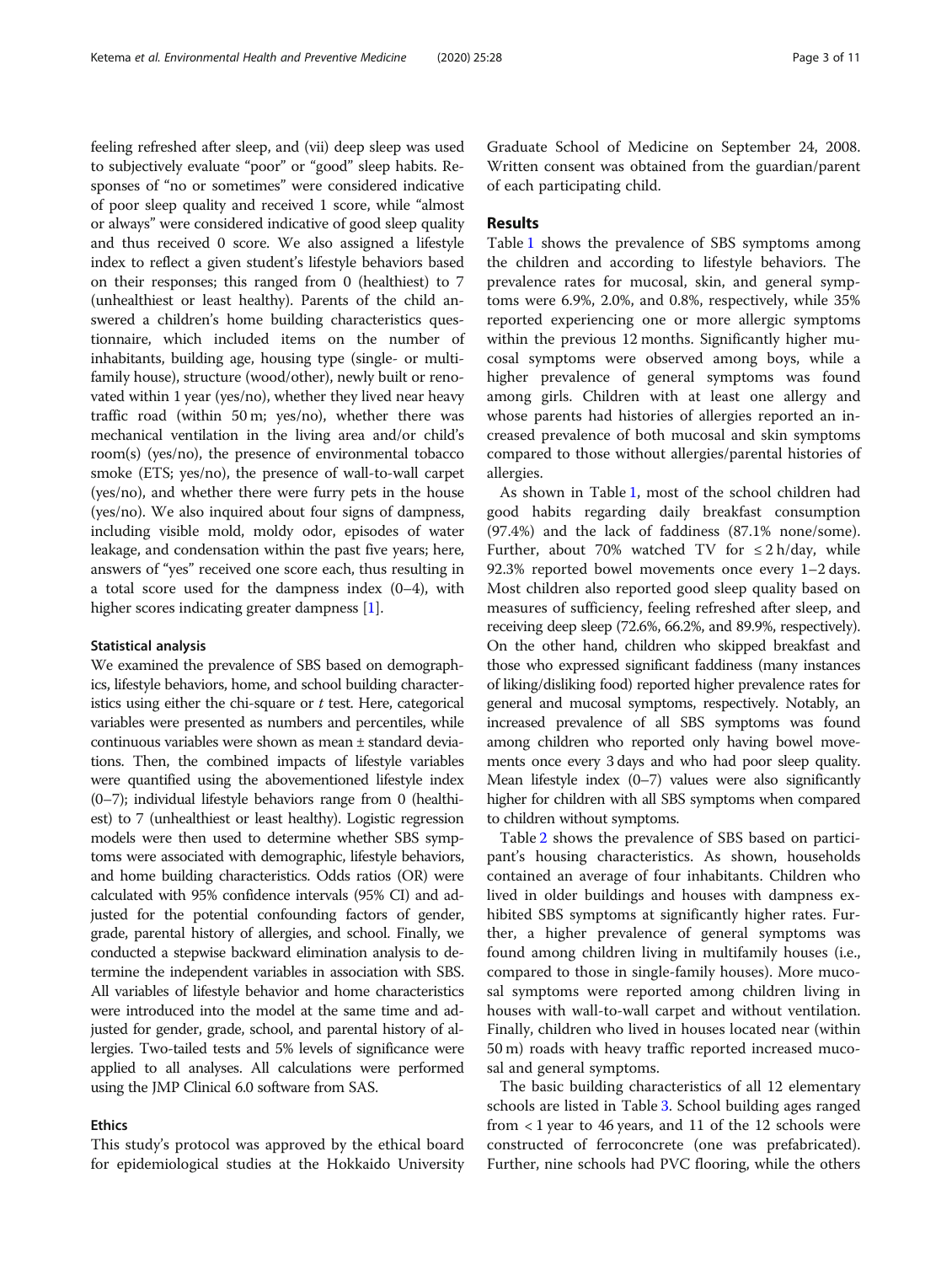feeling refreshed after sleep, and (vii) deep sleep was used to subjectively evaluate "poor" or "good" sleep habits. Responses of "no or sometimes" were considered indicative of poor sleep quality and received 1 score, while "almost or always" were considered indicative of good sleep quality and thus received 0 score. We also assigned a lifestyle index to reflect a given student's lifestyle behaviors based on their responses; this ranged from 0 (healthiest) to 7 (unhealthiest or least healthy). Parents of the child answered a children's home building characteristics questionnaire, which included items on the number of inhabitants, building age, housing type (single- or multi-family house), structure (wood/other), newly built or renovated within 1 year (yes/no), whether they lived near heavy traffic road (within 50 m; yes/no), whether there was mechanical ventilation in the living area and/or child's room(s) (yes/no), the presence of environmental tobacco smoke (ETS; yes/no), the presence of wall-to-wall carpet (yes/no), and whether there were furry pets in the house (yes/no). We also inquired about four signs of dampness, including visible mold, moldy odor, episodes of water leakage, and condensation within the past five years; here, answers of "yes" received one score each, thus resulting in a total score used for the dampness index (0–4), with higher scores indicating greater dampness [1].

### Statistical analysis

We examined the prevalence of SBS based on demographics, lifestyle behaviors, home, and school building characteristics using either the chi-square or $t$ test. Here, categorical variables were presented as numbers and percentiles, while continuous variables were shown as mean ± standard deviations. Then, the combined impacts of lifestyle variables were quantified using the abovementioned lifestyle index (0–7); individual lifestyle behaviors range from 0 (healthiest) to 7 (unhealthiest or least healthy). Logistic regression models were then used to determine whether SBS symptoms were associated with demographic, lifestyle behaviors, and home building characteristics. Odds ratios (OR) were calculated with 95% confidence intervals (95% CI) and adjusted for the potential confounding factors of gender, grade, parental history of allergies, and school. Finally, we conducted a stepwise backward elimination analysis to determine the independent variables in association with SBS. All variables of lifestyle behavior and home characteristics were introduced into the model at the same time and adjusted for gender, grade, school, and parental history of allergies. Two-tailed tests and 5% levels of significance were applied to all analyses. All calculations were performed using the JMP Clinical 6.0 software from SAS.

### Ethics

This study's protocol was approved by the ethical board for epidemiological studies at the Hokkaido University Graduate School of Medicine on September 24, 2008. Written consent was obtained from the guardian/parent of each participating child.

## Results

Table 1 shows the prevalence of SBS symptoms among the children and according to lifestyle behaviors. The prevalence rates for mucosal, skin, and general symptoms were 6.9%, 2.0%, and 0.8%, respectively, while 35% reported experiencing one or more allergic symptoms within the previous 12 months. Significantly higher mucosal symptoms were observed among boys, while a higher prevalence of general symptoms was found among girls. Children with at least one allergy and whose parents had histories of allergies reported an increased prevalence of both mucosal and skin symptoms compared to those without allergies/parental histories of allergies.

As shown in Table 1, most of the school children had good habits regarding daily breakfast consumption (97.4%) and the lack of faddiness (87.1% none/some). Further, about 70% watched TV for ≤ 2 h/day, while 92.3% reported bowel movements once every 1–2 days. Most children also reported good sleep quality based on measures of sufficiency, feeling refreshed after sleep, and receiving deep sleep (72.6%, 66.2%, and 89.9%, respectively). On the other hand, children who skipped breakfast and those who expressed significant faddiness (many instances of liking/disliking food) reported higher prevalence rates for general and mucosal symptoms, respectively. Notably, an increased prevalence of all SBS symptoms was found among children who reported only having bowel movements once every 3 days and who had poor sleep quality. Mean lifestyle index (0–7) values were also significantly higher for children with all SBS symptoms when compared to children without symptoms.

Table 2 shows the prevalence of SBS based on participant's housing characteristics. As shown, households contained an average of four inhabitants. Children who lived in older buildings and houses with dampness exhibited SBS symptoms at significantly higher rates. Further, a higher prevalence of general symptoms was found among children living in multifamily houses (i.e., compared to those in single-family houses). More mucosal symptoms were reported among children living in houses with wall-to-wall carpet and without ventilation. Finally, children who lived in houses located near (within 50 m) roads with heavy traffic reported increased mucosal and general symptoms.

The basic building characteristics of all 12 elementary schools are listed in Table 3. School building ages ranged from < 1 year to 46 years, and 11 of the 12 schools were constructed of ferroconcrete (one was prefabricated). Further, nine schools had PVC flooring, while the others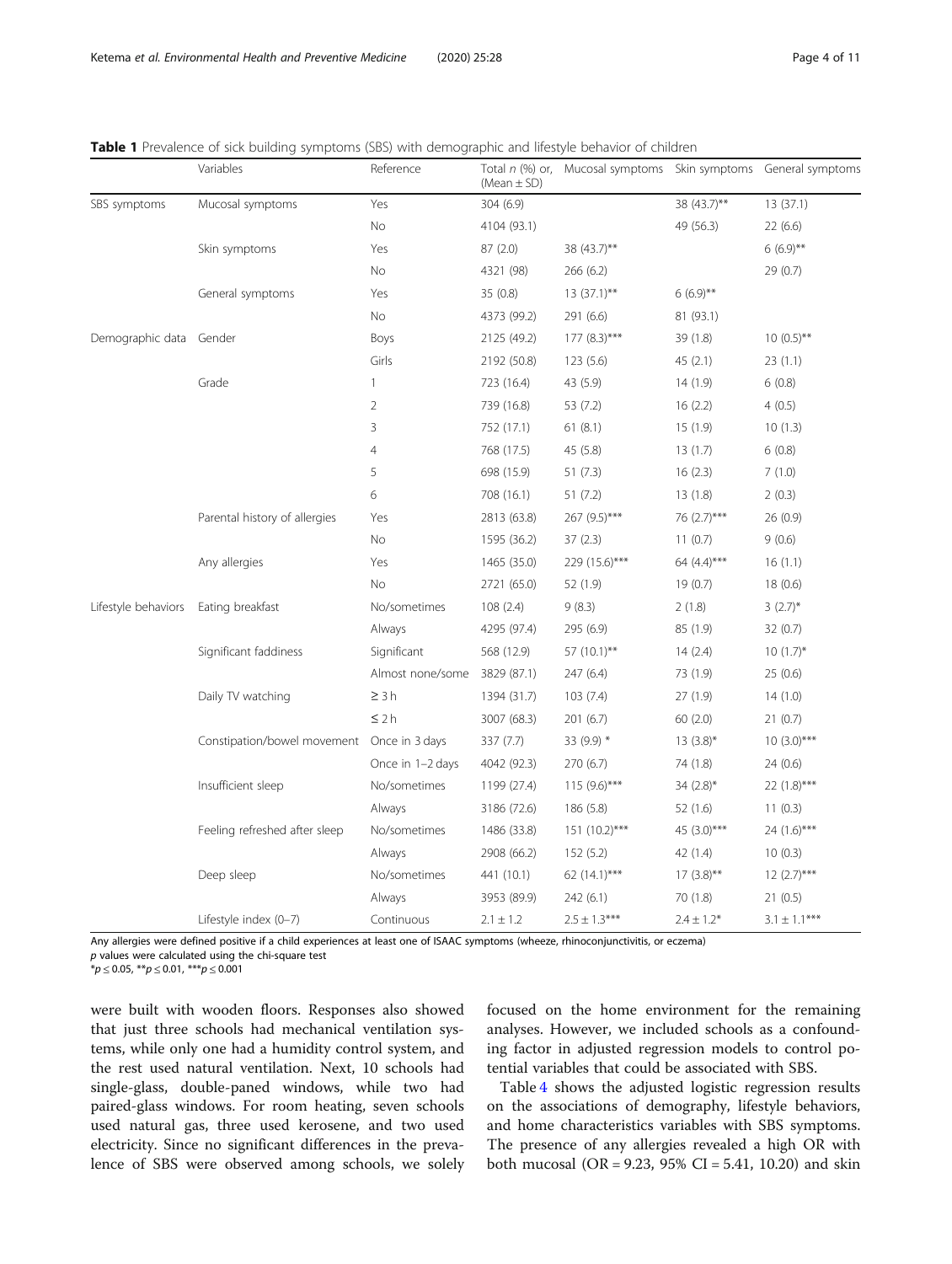**Table 1** Prevalence of sick building symptoms (SBS) with demographic and lifestyle behavior of children

| | Variables | Reference | Total *n* (%) or, (Mean ± SD) | Mucosal symptoms | Skin symptoms | General symptoms |
|---|---|---|---|---|---|---|
| SBS symptoms | Mucosal symptoms | Yes | 304 (6.9) | | 38 (43.7)** | 13 (37.1) |
| | | No | 4104 (93.1) | | 49 (56.3) | 22 (6.6) |
| | Skin symptoms | Yes | 87 (2.0) | 38 (43.7)** | | 6 (6.9)** |
| | | No | 4321 (98) | 266 (6.2) | | 29 (0.7) |
| | General symptoms | Yes | 35 (0.8) | 13 (37.1)** | 6 (6.9)** | |
| | | No | 4373 (99.2) | 291 (6.6) | 81 (93.1) | |
| Demographic data | Gender | Boys | 2125 (49.2) | 177 (8.3)*** | 39 (1.8) | 10 (0.5)** |
| | | Girls | 2192 (50.8) | 123 (5.6) | 45 (2.1) | 23 (1.1) |
| | Grade | 1 | 723 (16.4) | 43 (5.9) | 14 (1.9) | 6 (0.8) |
| | | 2 | 739 (16.8) | 53 (7.2) | 16 (2.2) | 4 (0.5) |
| | | 3 | 752 (17.1) | 61 (8.1) | 15 (1.9) | 10 (1.3) |
| | | 4 | 768 (17.5) | 45 (5.8) | 13 (1.7) | 6 (0.8) |
| | | 5 | 698 (15.9) | 51 (7.3) | 16 (2.3) | 7 (1.0) |
| | | 6 | 708 (16.1) | 51 (7.2) | 13 (1.8) | 2 (0.3) |
| | Parental history of allergies | Yes | 2813 (63.8) | 267 (9.5)*** | 76 (2.7)*** | 26 (0.9) |
| | | No | 1595 (36.2) | 37 (2.3) | 11 (0.7) | 9 (0.6) |
| | Any allergies | Yes | 1465 (35.0) | 229 (15.6)*** | 64 (4.4)*** | 16 (1.1) |
| | | No | 2721 (65.0) | 52 (1.9) | 19 (0.7) | 18 (0.6) |
| Lifestyle behaviors | Eating breakfast | No/sometimes | 108 (2.4) | 9 (8.3) | 2 (1.8) | 3 (2.7)* |
| | | Always | 4295 (97.4) | 295 (6.9) | 85 (1.9) | 32 (0.7) |
| | Significant faddiness | Significant | 568 (12.9) | 57 (10.1)** | 14 (2.4) | 10 (1.7)* |
| | | Almost none/some | 3829 (87.1) | 247 (6.4) | 73 (1.9) | 25 (0.6) |
| | Daily TV watching | ≥ 3 h | 1394 (31.7) | 103 (7.4) | 27 (1.9) | 14 (1.0) |
| | | ≤ 2 h | 3007 (68.3) | 201 (6.7) | 60 (2.0) | 21 (0.7) |
| | Constipation/bowel movement | Once in 3 days | 337 (7.7) | 33 (9.9) * | 13 (3.8)* | 10 (3.0)*** |
| | | Once in 1–2 days | 4042 (92.3) | 270 (6.7) | 74 (1.8) | 24 (0.6) |
| | Insufficient sleep | No/sometimes | 1199 (27.4) | 115 (9.6)*** | 34 (2.8)* | 22 (1.8)*** |
| | | Always | 3186 (72.6) | 186 (5.8) | 52 (1.6) | 11 (0.3) |
| | Feeling refreshed after sleep | No/sometimes | 1486 (33.8) | 151 (10.2)*** | 45 (3.0)*** | 24 (1.6)*** |
| | | Always | 2908 (66.2) | 152 (5.2) | 42 (1.4) | 10 (0.3) |
| | Deep sleep | No/sometimes | 441 (10.1) | 62 (14.1)*** | 17 (3.8)** | 12 (2.7)*** |
| | | Always | 3953 (89.9) | 242 (6.1) | 70 (1.8) | 21 (0.5) |
| | Lifestyle index (0–7) | Continuous | 2.1 ± 1.2 | 2.5 ± 1.3*** | 2.4 ± 1.2* | 3.1 ± 1.1*** |

Any allergies were defined positive if a child experiences at least one of ISAAC symptoms (wheeze, rhinoconjunctivitis, or eczema)
*p* values were calculated using the chi-square test
*$p \leq 0.05$, **$p \leq 0.01$, ***$p \leq 0.001$

were built with wooden floors. Responses also showed that just three schools had mechanical ventilation systems, while only one had a humidity control system, and the rest used natural ventilation. Next, 10 schools had single-glass, double-paned windows, while two had paired-glass windows. For room heating, seven schools used natural gas, three used kerosene, and two used electricity. Since no significant differences in the prevalence of SBS were observed among schools, we solely focused on the home environment for the remaining analyses. However, we included schools as a confounding factor in adjusted regression models to control potential variables that could be associated with SBS.

Table 4 shows the adjusted logistic regression results on the associations of demography, lifestyle behaviors, and home characteristics variables with SBS symptoms. The presence of any allergies revealed a high OR with both mucosal (OR = 9.23, 95% CI = 5.41, 10.20) and skin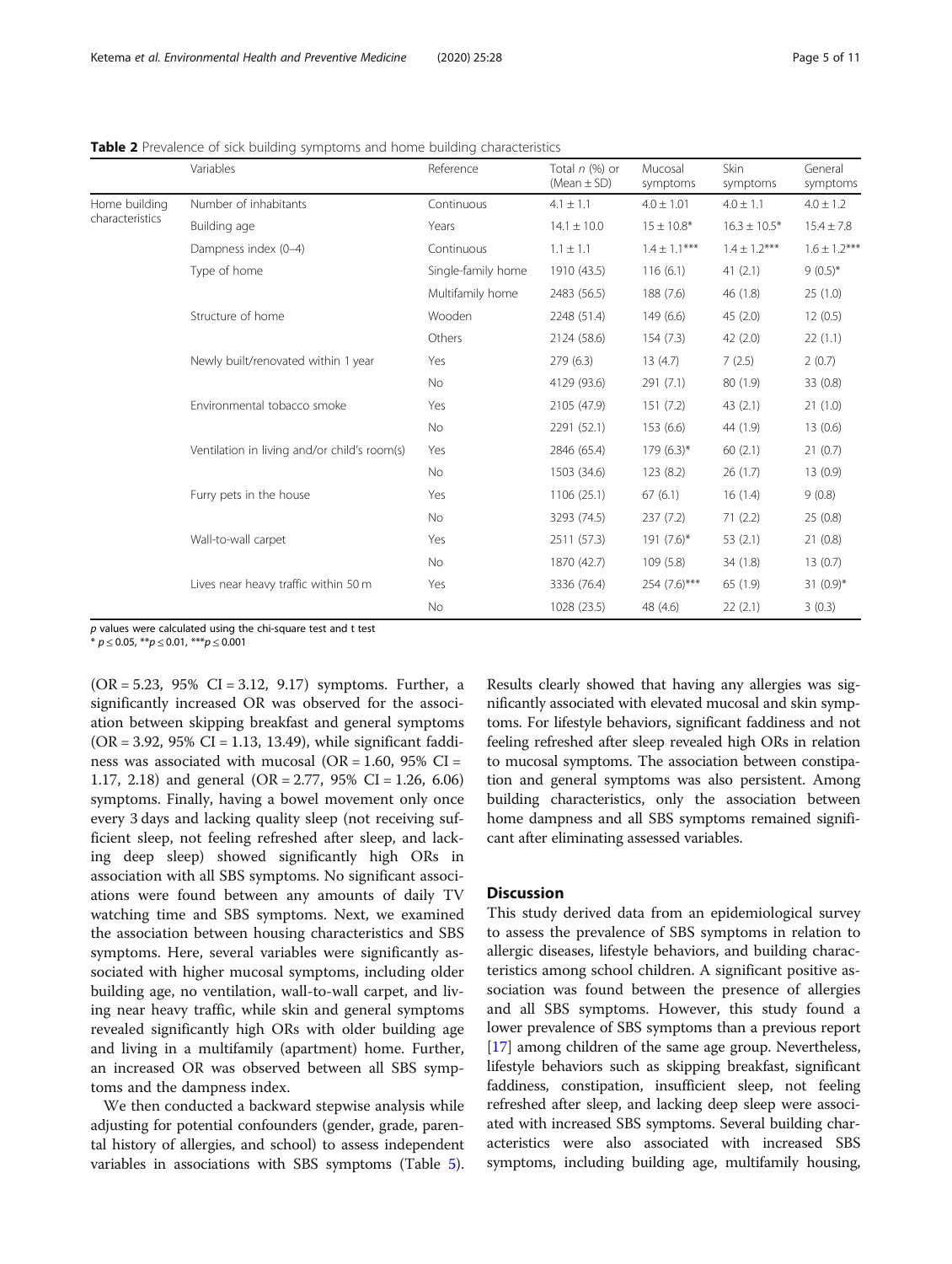**Table 2** Prevalence of sick building symptoms and home building characteristics

| | Variables | Reference | Total *n* (%) or (Mean ± SD) | Mucosal symptoms | Skin symptoms | General symptoms |
|---|---|---|---|---|---|---|
| Home building characteristics | Number of inhabitants | Continuous | 4.1 ± 1.1 | 4.0 ± 1.01 | 4.0 ± 1.1 | 4.0 ± 1.2 |
| | Building age | Years | 14.1 ± 10.0 | 15 ± 10.8* | 16.3 ± 10.5* | 15.4 ± 7.8 |
| | Dampness index (0–4) | Continuous | 1.1 ± 1.1 | 1.4 ± 1.1*** | 1.4 ± 1.2*** | 1.6 ± 1.2*** |
| | Type of home | Single-family home | 1910 (43.5) | 116 (6.1) | 41 (2.1) | 9 (0.5)* |
| | | Multifamily home | 2483 (56.5) | 188 (7.6) | 46 (1.8) | 25 (1.0) |
| | Structure of home | Wooden | 2248 (51.4) | 149 (6.6) | 45 (2.0) | 12 (0.5) |
| | | Others | 2124 (58.6) | 154 (7.3) | 42 (2.0) | 22 (1.1) |
| | Newly built/renovated within 1 year | Yes | 279 (6.3) | 13 (4.7) | 7 (2.5) | 2 (0.7) |
| | | No | 4129 (93.6) | 291 (7.1) | 80 (1.9) | 33 (0.8) |
| | Environmental tobacco smoke | Yes | 2105 (47.9) | 151 (7.2) | 43 (2.1) | 21 (1.0) |
| | | No | 2291 (52.1) | 153 (6.6) | 44 (1.9) | 13 (0.6) |
| | Ventilation in living and/or child's room(s) | Yes | 2846 (65.4) | 179 (6.3)* | 60 (2.1) | 21 (0.7) |
| | | No | 1503 (34.6) | 123 (8.2) | 26 (1.7) | 13 (0.9) |
| | Furry pets in the house | Yes | 1106 (25.1) | 67 (6.1) | 16 (1.4) | 9 (0.8) |
| | | No | 3293 (74.5) | 237 (7.2) | 71 (2.2) | 25 (0.8) |
| | Wall-to-wall carpet | Yes | 2511 (57.3) | 191 (7.6)* | 53 (2.1) | 21 (0.8) |
| | | No | 1870 (42.7) | 109 (5.8) | 34 (1.8) | 13 (0.7) |
| | Lives near heavy traffic within 50 m | Yes | 3336 (76.4) | 254 (7.6)*** | 65 (1.9) | 31 (0.9)* |
| | | No | 1028 (23.5) | 48 (4.6) | 22 (2.1) | 3 (0.3) |

*p* values were calculated using the chi-square test and t test
* $p \leq 0.05$, ** $p \leq 0.01$, *** $p \leq 0.001$

(OR = 5.23, 95% CI = 3.12, 9.17) symptoms. Further, a significantly increased OR was observed for the association between skipping breakfast and general symptoms (OR = 3.92, 95% CI = 1.13, 13.49), while significant faddiness was associated with mucosal (OR = 1.60, 95% CI = 1.17, 2.18) and general (OR = 2.77, 95% CI = 1.26, 6.06) symptoms. Finally, having a bowel movement only once every 3 days and lacking quality sleep (not receiving sufficient sleep, not feeling refreshed after sleep, and lacking deep sleep) showed significantly high ORs in association with all SBS symptoms. No significant associations were found between any amounts of daily TV watching time and SBS symptoms. Next, we examined the association between housing characteristics and SBS symptoms. Here, several variables were significantly associated with higher mucosal symptoms, including older building age, no ventilation, wall-to-wall carpet, and living near heavy traffic, while skin and general symptoms revealed significantly high ORs with older building age and living in a multifamily (apartment) home. Further, an increased OR was observed between all SBS symptoms and the dampness index.

We then conducted a backward stepwise analysis while adjusting for potential confounders (gender, grade, parental history of allergies, and school) to assess independent variables in associations with SBS symptoms (Table 5). Results clearly showed that having any allergies was significantly associated with elevated mucosal and skin symptoms. For lifestyle behaviors, significant faddiness and not feeling refreshed after sleep revealed high ORs in relation to mucosal symptoms. The association between constipation and general symptoms was also persistent. Among building characteristics, only the association between home dampness and all SBS symptoms remained significant after eliminating assessed variables.

## Discussion

This study derived data from an epidemiological survey to assess the prevalence of SBS symptoms in relation to allergic diseases, lifestyle behaviors, and building characteristics among school children. A significant positive association was found between the presence of allergies and all SBS symptoms. However, this study found a lower prevalence of SBS symptoms than a previous report [17] among children of the same age group. Nevertheless, lifestyle behaviors such as skipping breakfast, significant faddiness, constipation, insufficient sleep, not feeling refreshed after sleep, and lacking deep sleep were associated with increased SBS symptoms. Several building characteristics were also associated with increased SBS symptoms, including building age, multifamily housing,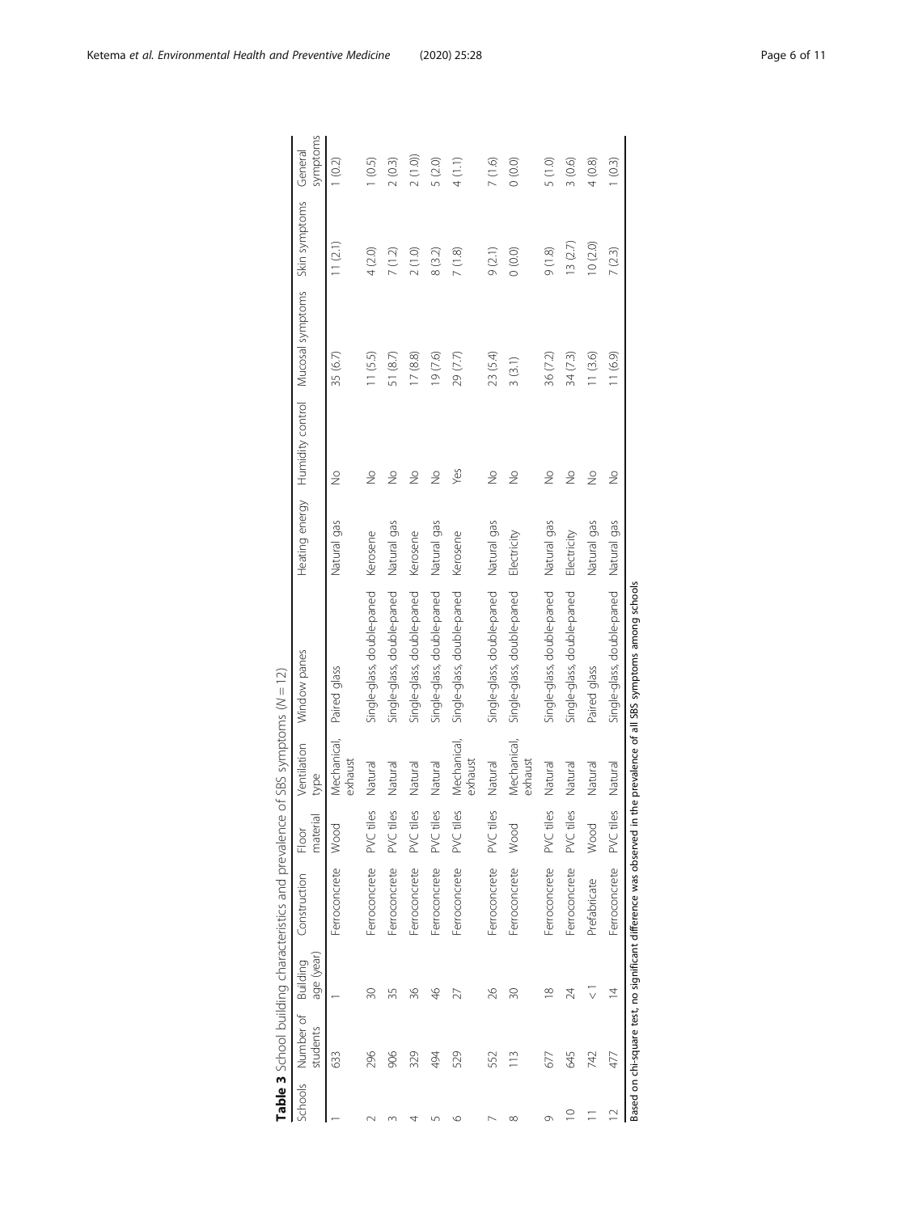**Table 3** School building characteristics and prevalence of SBS symptoms (*N* = 12)

| Schools | Number of students | Building age (year) | Construction | Floor material | Ventilation type | Window panes | Heating energy | Humidity control | Mucosal symptoms | Skin symptoms | General symptoms |
|---|---|---|---|---|---|---|---|---|---|---|---|
| 1 | 633 | 1 | Ferroconcrete | Wood | Mechanical, exhaust | Paired glass | Natural gas | No | 35 (6.7) | 11 (2.1) | 1 (0.2) |
| 2 | 296 | 30 | Ferroconcrete | PVC tiles | Natural | Single-glass, double-paned | Kerosene | No | 11 (5.5) | 4 (2.0) | 1 (0.5) |
| 3 | 906 | 35 | Ferroconcrete | PVC tiles | Natural | Single-glass, double-paned | Natural gas | No | 51 (8.7) | 7 (1.2) | 2 (0.3) |
| 4 | 329 | 36 | Ferroconcrete | PVC tiles | Natural | Single-glass, double-paned | Kerosene | No | 17 (8.8) | 2 (1.0) | 2 (1.0)) |
| 5 | 494 | 46 | Ferroconcrete | PVC tiles | Natural | Single-glass, double-paned | Natural gas | No | 19 (7.6) | 8 (3.2) | 5 (2.0) |
| 6 | 529 | 27 | Ferroconcrete | PVC tiles | Mechanical, exhaust | Single-glass, double-paned | Kerosene | Yes | 29 (7.7) | 7 (1.8) | 4 (1.1) |
| 7 | 552 | 26 | Ferroconcrete | PVC tiles | Natural | Single-glass, double-paned | Natural gas | No | 23 (5.4) | 9 (2.1) | 7 (1.6) |
| 8 | 113 | 30 | Ferroconcrete | Wood | Mechanical, exhaust | Single-glass, double-paned | Electricity | No | 3 (3.1) | 0 (0.0) | 0 (0.0) |
| 9 | 677 | 18 | Ferroconcrete | PVC tiles | Natural | Single-glass, double-paned | Natural gas | No | 36 (7.2) | 9 (1.8) | 5 (1.0) |
| 10 | 645 | 24 | Ferroconcrete | PVC tiles | Natural | Single-glass, double-paned | Electricity | No | 34 (7.3) | 13 (2.7) | 3 (0.6) |
| 11 | 742 | < 1 | Prefabricate | Wood | Natural | Paired glass | Natural gas | No | 11 (3.6) | 10 (2.0) | 4 (0.8) |
| 12 | 477 | 14 | Ferroconcrete | PVC tiles | Natural | Single-glass, double-paned | Natural gas | No | 11 (6.9) | 7 (2.3) | 1 (0.3) |

Based on chi-square test, no significant difference was observed in the prevalence of all SBS symptoms among schools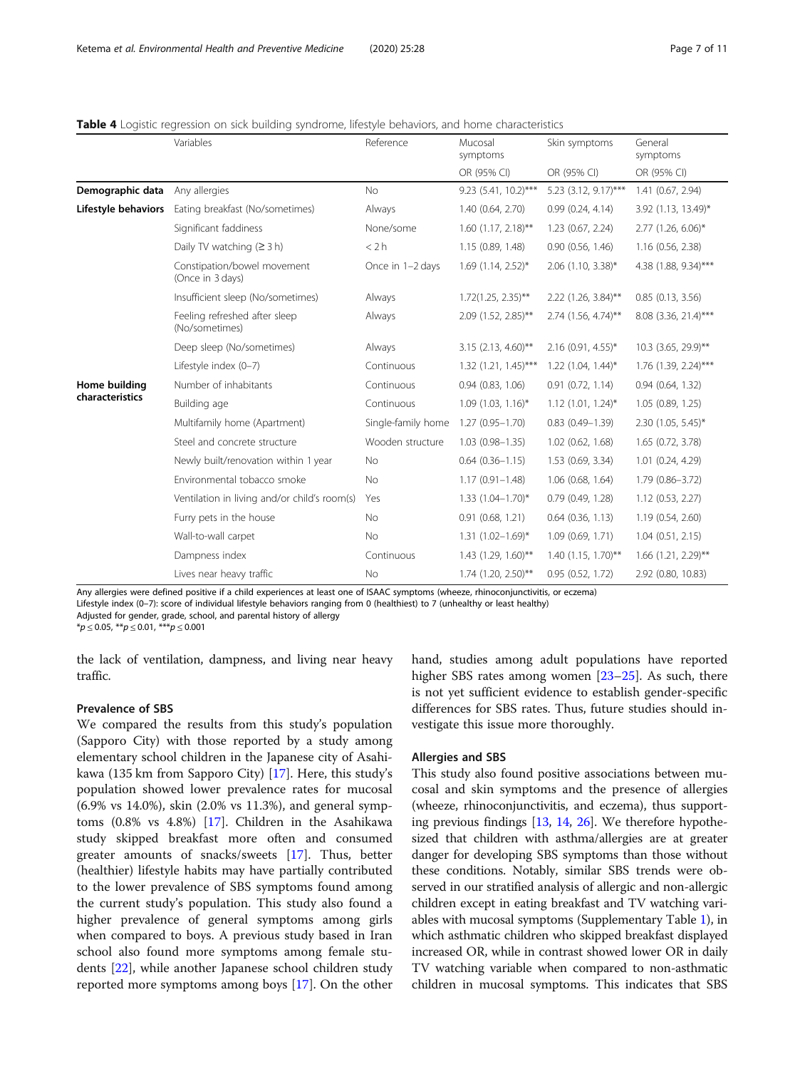**Table 4** Logistic regression on sick building syndrome, lifestyle behaviors, and home characteristics

| | Variables | Reference | Mucosal symptoms | Skin symptoms | General symptoms |
|---|---|---|---|---|---|
| | | | OR (95% CI) | OR (95% CI) | OR (95% CI) |
| **Demographic data** | Any allergies | No | 9.23 (5.41, 10.2)*** | 5.23 (3.12, 9.17)*** | 1.41 (0.67, 2.94) |
| **Lifestyle behaviors** | Eating breakfast (No/sometimes) | Always | 1.40 (0.64, 2.70) | 0.99 (0.24, 4.14) | 3.92 (1.13, 13.49)* |
| | Significant faddiness | None/some | 1.60 (1.17, 2.18)** | 1.23 (0.67, 2.24) | 2.77 (1.26, 6.06)* |
| | Daily TV watching (≥ 3 h) | < 2 h | 1.15 (0.89, 1.48) | 0.90 (0.56, 1.46) | 1.16 (0.56, 2.38) |
| | Constipation/bowel movement (Once in 3 days) | Once in 1–2 days | 1.69 (1.14, 2.52)* | 2.06 (1.10, 3.38)* | 4.38 (1.88, 9.34)*** |
| | Insufficient sleep (No/sometimes) | Always | 1.72(1.25, 2.35)** | 2.22 (1.26, 3.84)** | 0.85 (0.13, 3.56) |
| | Feeling refreshed after sleep (No/sometimes) | Always | 2.09 (1.52, 2.85)** | 2.74 (1.56, 4.74)** | 8.08 (3.36, 21.4)*** |
| | Deep sleep (No/sometimes) | Always | 3.15 (2.13, 4.60)** | 2.16 (0.91, 4.55)* | 10.3 (3.65, 29.9)** |
| | Lifestyle index (0–7) | Continuous | 1.32 (1.21, 1.45)*** | 1.22 (1.04, 1.44)* | 1.76 (1.39, 2.24)*** |
| **Home building characteristics** | Number of inhabitants | Continuous | 0.94 (0.83, 1.06) | 0.91 (0.72, 1.14) | 0.94 (0.64, 1.32) |
| | Building age | Continuous | 1.09 (1.03, 1.16)* | 1.12 (1.01, 1.24)* | 1.05 (0.89, 1.25) |
| | Multifamily home (Apartment) | Single-family home | 1.27 (0.95–1.70) | 0.83 (0.49–1.39) | 2.30 (1.05, 5.45)* |
| | Steel and concrete structure | Wooden structure | 1.03 (0.98–1.35) | 1.02 (0.62, 1.68) | 1.65 (0.72, 3.78) |
| | Newly built/renovation within 1 year | No | 0.64 (0.36–1.15) | 1.53 (0.69, 3.34) | 1.01 (0.24, 4.29) |
| | Environmental tobacco smoke | No | 1.17 (0.91–1.48) | 1.06 (0.68, 1.64) | 1.79 (0.86–3.72) |
| | Ventilation in living and/or child's room(s) | Yes | 1.33 (1.04–1.70)* | 0.79 (0.49, 1.28) | 1.12 (0.53, 2.27) |
| | Furry pets in the house | No | 0.91 (0.68, 1.21) | 0.64 (0.36, 1.13) | 1.19 (0.54, 2.60) |
| | Wall-to-wall carpet | No | 1.31 (1.02–1.69)* | 1.09 (0.69, 1.71) | 1.04 (0.51, 2.15) |
| | Dampness index | Continuous | 1.43 (1.29, 1.60)** | 1.40 (1.15, 1.70)** | 1.66 (1.21, 2.29)** |
| | Lives near heavy traffic | No | 1.74 (1.20, 2.50)** | 0.95 (0.52, 1.72) | 2.92 (0.80, 10.83) |

Any allergies were defined positive if a child experiences at least one of ISAAC symptoms (wheeze, rhinoconjunctivitis, or eczema)
Lifestyle index (0–7): score of individual lifestyle behaviors ranging from 0 (healthiest) to 7 (unhealthy or least healthy)
Adjusted for gender, grade, school, and parental history of allergy
*$p \leq 0.05$, **$p \leq 0.01$, ***$p \leq 0.001$

the lack of ventilation, dampness, and living near heavy traffic.

### Prevalence of SBS

We compared the results from this study's population (Sapporo City) with those reported by a study among elementary school children in the Japanese city of Asahikawa (135 km from Sapporo City) [17]. Here, this study's population showed lower prevalence rates for mucosal (6.9% vs 14.0%), skin (2.0% vs 11.3%), and general symptoms (0.8% vs 4.8%) [17]. Children in the Asahikawa study skipped breakfast more often and consumed greater amounts of snacks/sweets [17]. Thus, better (healthier) lifestyle habits may have partially contributed to the lower prevalence of SBS symptoms found among the current study's population. This study also found a higher prevalence of general symptoms among girls when compared to boys. A previous study based in Iran school also found more symptoms among female students [22], while another Japanese school children study reported more symptoms among boys [17]. On the other hand, studies among adult populations have reported higher SBS rates among women [23–25]. As such, there is not yet sufficient evidence to establish gender-specific differences for SBS rates. Thus, future studies should investigate this issue more thoroughly.

### Allergies and SBS

This study also found positive associations between mucosal and skin symptoms and the presence of allergies (wheeze, rhinoconjunctivitis, and eczema), thus supporting previous findings [13, 14, 26]. We therefore hypothesized that children with asthma/allergies are at greater danger for developing SBS symptoms than those without these conditions. Notably, similar SBS trends were observed in our stratified analysis of allergic and non-allergic children except in eating breakfast and TV watching variables with mucosal symptoms (Supplementary Table 1), in which asthmatic children who skipped breakfast displayed increased OR, while in contrast showed lower OR in daily TV watching variable when compared to non-asthmatic children in mucosal symptoms. This indicates that SBS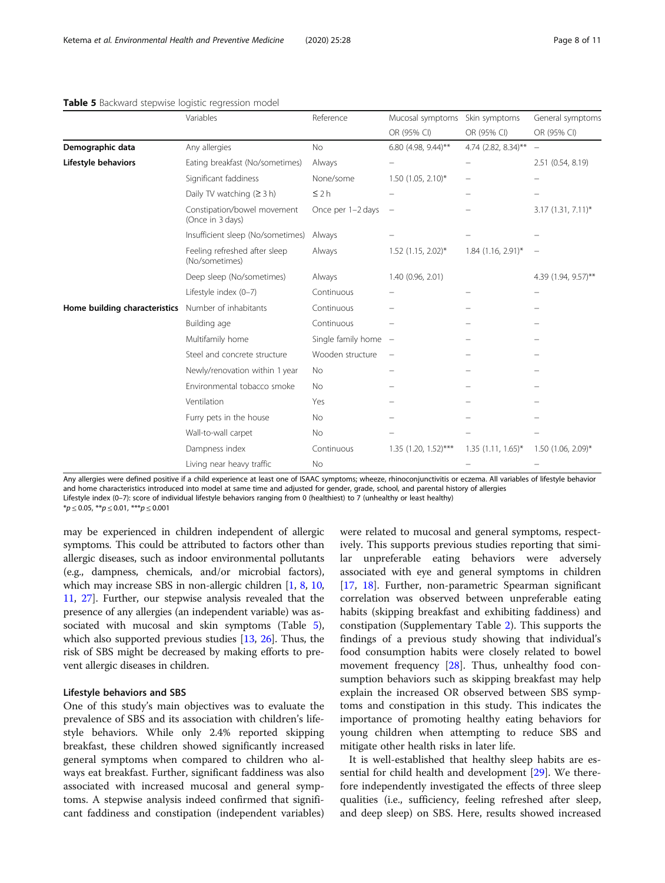**Table 5** Backward stepwise logistic regression model

| | Variables | Reference | Mucosal symptoms OR (95% CI) | Skin symptoms OR (95% CI) | General symptoms OR (95% CI) |
|---|---|---|---|---|---|
| **Demographic data** | Any allergies | No | 6.80 (4.98, 9.44)** | 4.74 (2.82, 8.34)** | – |
| **Lifestyle behaviors** | Eating breakfast (No/sometimes) | Always | – | – | 2.51 (0.54, 8.19) |
| | Significant faddiness | None/some | 1.50 (1.05, 2.10)* | – | – |
| | Daily TV watching (≥ 3 h) | ≤ 2 h | – | – | – |
| | Constipation/bowel movement (Once in 3 days) | Once per 1–2 days | – | – | 3.17 (1.31, 7.11)* |
| | Insufficient sleep (No/sometimes) | Always | – | – | – |
| | Feeling refreshed after sleep (No/sometimes) | Always | 1.52 (1.15, 2.02)* | 1.84 (1.16, 2.91)* | – |
| | Deep sleep (No/sometimes) | Always | 1.40 (0.96, 2.01) | | 4.39 (1.94, 9.57)** |
| | Lifestyle index (0–7) | Continuous | – | – | – |
| **Home building characteristics** | Number of inhabitants | Continuous | – | – | – |
| | Building age | Continuous | – | – | – |
| | Multifamily home | Single family home | – | – | – |
| | Steel and concrete structure | Wooden structure | – | – | – |
| | Newly/renovation within 1 year | No | – | – | – |
| | Environmental tobacco smoke | No | – | – | – |
| | Ventilation | Yes | – | – | – |
| | Furry pets in the house | No | – | – | – |
| | Wall-to-wall carpet | No | – | – | – |
| | Dampness index | Continuous | 1.35 (1.20, 1.52)*** | 1.35 (1.11, 1.65)* | 1.50 (1.06, 2.09)* |
| | Living near heavy traffic | No | – | – | – |

Any allergies were defined positive if a child experience at least one of ISAAC symptoms; wheeze, rhinoconjunctivitis or eczema. All variables of lifestyle behavior and home characteristics introduced into model at same time and adjusted for gender, grade, school, and parental history of allergies
Lifestyle index (0–7): score of individual lifestyle behaviors ranging from 0 (healthiest) to 7 (unhealthy or least healthy)
*$p \leq 0.05$, **$p \leq 0.01$, ***$p \leq 0.001$

may be experienced in children independent of allergic symptoms. This could be attributed to factors other than allergic diseases, such as indoor environmental pollutants (e.g., dampness, chemicals, and/or microbial factors), which may increase SBS in non-allergic children [1, 8, 10, 11, 27]. Further, our stepwise analysis revealed that the presence of any allergies (an independent variable) was associated with mucosal and skin symptoms (Table 5), which also supported previous studies [13, 26]. Thus, the risk of SBS might be decreased by making efforts to prevent allergic diseases in children.

### Lifestyle behaviors and SBS

One of this study's main objectives was to evaluate the prevalence of SBS and its association with children's lifestyle behaviors. While only 2.4% reported skipping breakfast, these children showed significantly increased general symptoms when compared to children who always eat breakfast. Further, significant faddiness was also associated with increased mucosal and general symptoms. A stepwise analysis indeed confirmed that significant faddiness and constipation (independent variables) were related to mucosal and general symptoms, respectively. This supports previous studies reporting that similar unpreferable eating behaviors were adversely associated with eye and general symptoms in children [17, 18]. Further, non-parametric Spearman significant correlation was observed between unpreferable eating habits (skipping breakfast and exhibiting faddiness) and constipation (Supplementary Table 2). This supports the findings of a previous study showing that individual's food consumption habits were closely related to bowel movement frequency [28]. Thus, unhealthy food consumption behaviors such as skipping breakfast may help explain the increased OR observed between SBS symptoms and constipation in this study. This indicates the importance of promoting healthy eating behaviors for young children when attempting to reduce SBS and mitigate other health risks in later life.

It is well-established that healthy sleep habits are essential for child health and development [29]. We therefore independently investigated the effects of three sleep qualities (i.e., sufficiency, feeling refreshed after sleep, and deep sleep) on SBS. Here, results showed increased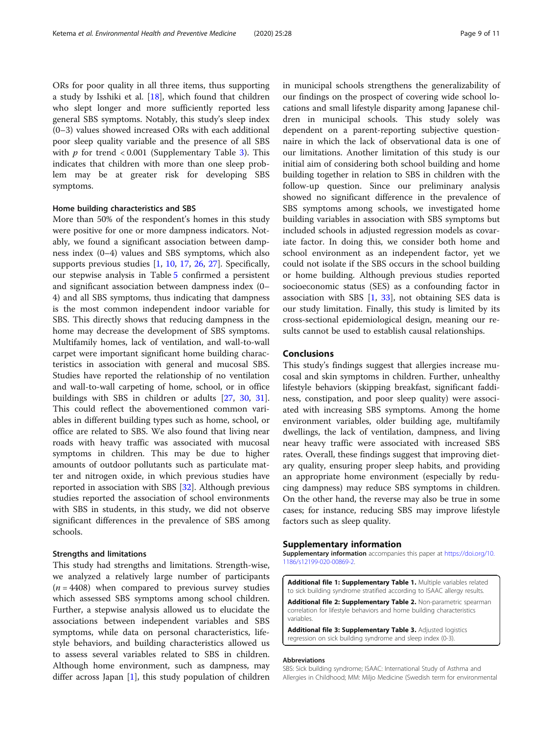ORs for poor quality in all three items, thus supporting a study by Isshiki et al. [18], which found that children who slept longer and more sufficiently reported less general SBS symptoms. Notably, this study's sleep index (0–3) values showed increased ORs with each additional poor sleep quality variable and the presence of all SBS with $p$ for trend < 0.001 (Supplementary Table 3). This indicates that children with more than one sleep problem may be at greater risk for developing SBS symptoms.

### Home building characteristics and SBS

More than 50% of the respondent's homes in this study were positive for one or more dampness indicators. Notably, we found a significant association between dampness index (0–4) values and SBS symptoms, which also supports previous studies [1, 10, 17, 26, 27]. Specifically, our stepwise analysis in Table 5 confirmed a persistent and significant association between dampness index (0–4) and all SBS symptoms, thus indicating that dampness is the most common independent indoor variable for SBS. This directly shows that reducing dampness in the home may decrease the development of SBS symptoms. Multifamily homes, lack of ventilation, and wall-to-wall carpet were important significant home building characteristics in association with general and mucosal SBS. Studies have reported the relationship of no ventilation and wall-to-wall carpeting of home, school, or in office buildings with SBS in children or adults [27, 30, 31]. This could reflect the abovementioned common variables in different building types such as home, school, or office are related to SBS. We also found that living near roads with heavy traffic was associated with mucosal symptoms in children. This may be due to higher amounts of outdoor pollutants such as particulate matter and nitrogen oxide, in which previous studies have reported in association with SBS [32]. Although previous studies reported the association of school environments with SBS in students, in this study, we did not observe significant differences in the prevalence of SBS among schools.

### Strengths and limitations

This study had strengths and limitations. Strength-wise, we analyzed a relatively large number of participants ($n = 4408$) when compared to previous survey studies which assessed SBS symptoms among school children. Further, a stepwise analysis allowed us to elucidate the associations between independent variables and SBS symptoms, while data on personal characteristics, lifestyle behaviors, and building characteristics allowed us to assess several variables related to SBS in children. Although home environment, such as dampness, may differ across Japan [1], this study population of children in municipal schools strengthens the generalizability of our findings on the prospect of covering wide school locations and small lifestyle disparity among Japanese children in municipal schools. This study solely was dependent on a parent-reporting subjective questionnaire in which the lack of observational data is one of our limitations. Another limitation of this study is our initial aim of considering both school building and home building together in relation to SBS in children with the follow-up question. Since our preliminary analysis showed no significant difference in the prevalence of SBS symptoms among schools, we investigated home building variables in association with SBS symptoms but included schools in adjusted regression models as covariate factor. In doing this, we consider both home and school environment as an independent factor, yet we could not isolate if the SBS occurs in the school building or home building. Although previous studies reported socioeconomic status (SES) as a confounding factor in association with SBS [1, 33], not obtaining SES data is our study limitation. Finally, this study is limited by its cross-sectional epidemiological design, meaning our results cannot be used to establish causal relationships.

## Conclusions

This study's findings suggest that allergies increase mucosal and skin symptoms in children. Further, unhealthy lifestyle behaviors (skipping breakfast, significant faddiness, constipation, and poor sleep quality) were associated with increasing SBS symptoms. Among the home environment variables, older building age, multifamily dwellings, the lack of ventilation, dampness, and living near heavy traffic were associated with increased SBS rates. Overall, these findings suggest that improving dietary quality, ensuring proper sleep habits, and providing an appropriate home environment (especially by reducing dampness) may reduce SBS symptoms in children. On the other hand, the reverse may also be true in some cases; for instance, reducing SBS may improve lifestyle factors such as sleep quality.

## Supplementary information

**Supplementary information** accompanies this paper at https://doi.org/10.1186/s12199-020-00869-2.

**Additional file 1: Supplementary Table 1.** Multiple variables related to sick building syndrome stratified according to ISAAC allergy results.

**Additional file 2: Supplementary Table 2.** Non-parametric spearman correlation for lifestyle behaviors and home building characteristics variables.

**Additional file 3: Supplementary Table 3.** Adjusted logistics regression on sick building syndrome and sleep index (0-3).

#### Abbreviations

SBS: Sick building syndrome; ISAAC: International Study of Asthma and Allergies in Childhood; MM: Miljo Medicine (Swedish term for environmental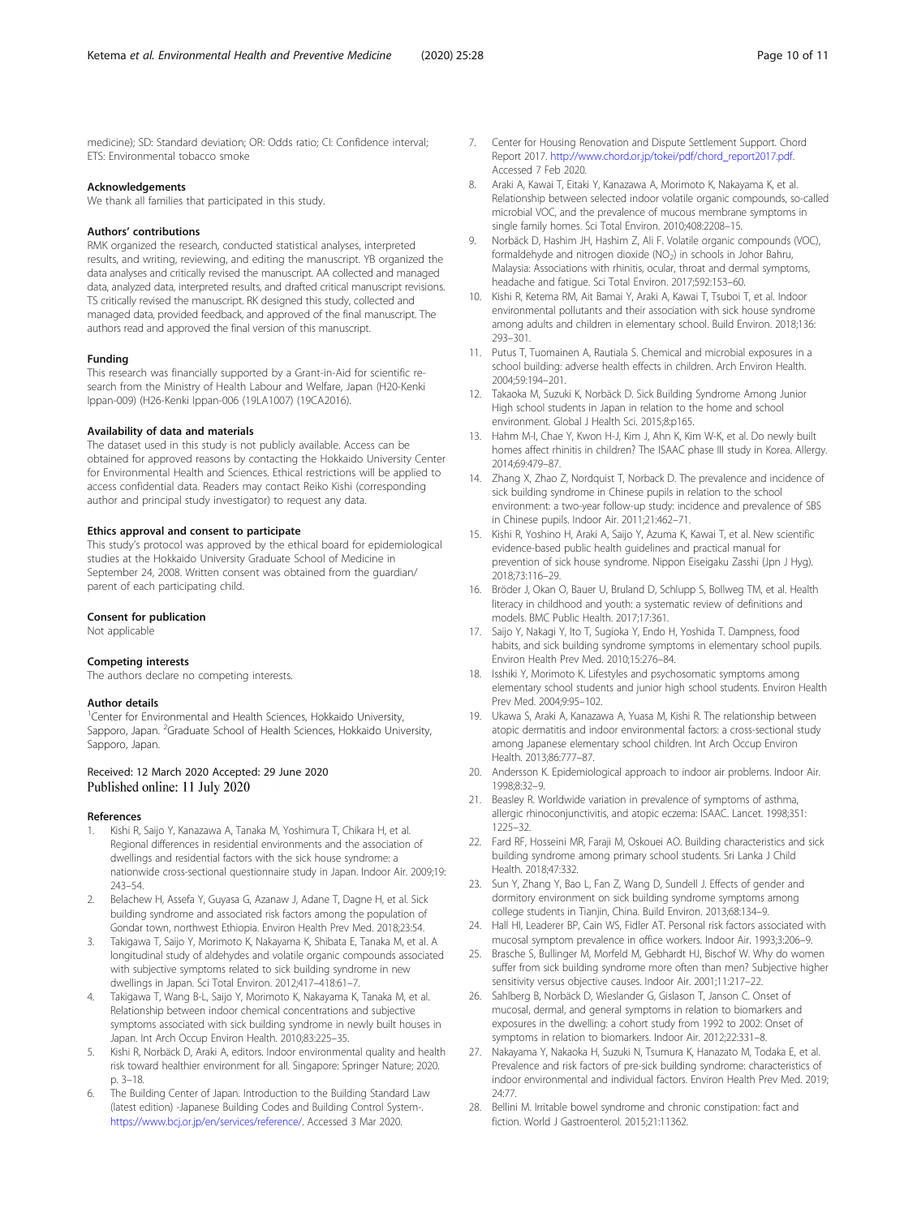medicine); SD: Standard deviation; OR: Odds ratio; CI: Confidence interval; ETS: Environmental tobacco smoke

### Acknowledgements

We thank all families that participated in this study.

### Authors' contributions

RMK organized the research, conducted statistical analyses, interpreted results, and writing, reviewing, and editing the manuscript. YB organized the data analyses and critically revised the manuscript. AA collected and managed data, analyzed data, interpreted results, and drafted critical manuscript revisions. TS critically revised the manuscript. RK designed this study, collected and managed data, provided feedback, and approved of the final manuscript. The authors read and approved the final version of this manuscript.

### Funding

This research was financially supported by a Grant-in-Aid for scientific research from the Ministry of Health Labour and Welfare, Japan (H20-Kenki Ippan-009) (H26-Kenki Ippan-006 (19LA1007) (19CA2016).

### Availability of data and materials

The dataset used in this study is not publicly available. Access can be obtained for approved reasons by contacting the Hokkaido University Center for Environmental Health and Sciences. Ethical restrictions will be applied to access confidential data. Readers may contact Reiko Kishi (corresponding author and principal study investigator) to request any data.

### Ethics approval and consent to participate

This study's protocol was approved by the ethical board for epidemiological studies at the Hokkaido University Graduate School of Medicine in September 24, 2008. Written consent was obtained from the guardian/ parent of each participating child.

### Consent for publication

Not applicable

### Competing interests

The authors declare no competing interests.

### Author details

[1]Center for Environmental and Health Sciences, Hokkaido University, Sapporo, Japan. [2]Graduate School of Health Sciences, Hokkaido University, Sapporo, Japan.

Received: 12 March 2020 Accepted: 29 June 2020
Published online: 11 July 2020

### References

1. Kishi R, Saijo Y, Kanazawa A, Tanaka M, Yoshimura T, Chikara H, et al. Regional differences in residential environments and the association of dwellings and residential factors with the sick house syndrome: a nationwide cross-sectional questionnaire study in Japan. Indoor Air. 2009;19: 243–54.
2. Belachew H, Assefa Y, Guyasa G, Azanaw J, Adane T, Dagne H, et al. Sick building syndrome and associated risk factors among the population of Gondar town, northwest Ethiopia. Environ Health Prev Med. 2018;23:54.
3. Takigawa T, Saijo Y, Morimoto K, Nakayama K, Shibata E, Tanaka M, et al. A longitudinal study of aldehydes and volatile organic compounds associated with subjective symptoms related to sick building syndrome in new dwellings in Japan. Sci Total Environ. 2012;417–418:61–7.
4. Takigawa T, Wang B-L, Saijo Y, Morimoto K, Nakayama K, Tanaka M, et al. Relationship between indoor chemical concentrations and subjective symptoms associated with sick building syndrome in newly built houses in Japan. Int Arch Occup Environ Health. 2010;83:225–35.
5. Kishi R, Norbäck D, Araki A, editors. Indoor environmental quality and health risk toward healthier environment for all. Singapore: Springer Nature; 2020. p. 3–18.
6. The Building Center of Japan. Introduction to the Building Standard Law (latest edition) -Japanese Building Codes and Building Control System-. https://www.bcj.or.jp/en/services/reference/. Accessed 3 Mar 2020.
7. Center for Housing Renovation and Dispute Settlement Support. Chord Report 2017. http://www.chord.or.jp/tokei/pdf/chord_report2017.pdf. Accessed 7 Feb 2020.
8. Araki A, Kawai T, Eitaki Y, Kanazawa A, Morimoto K, Nakayama K, et al. Relationship between selected indoor volatile organic compounds, so-called microbial VOC, and the prevalence of mucous membrane symptoms in single family homes. Sci Total Environ. 2010;408:2208–15.
9. Norbäck D, Hashim JH, Hashim Z, Ali F. Volatile organic compounds (VOC), formaldehyde and nitrogen dioxide ($NO_2$) in schools in Johor Bahru, Malaysia: Associations with rhinitis, ocular, throat and dermal symptoms, headache and fatigue. Sci Total Environ. 2017;592:153–60.
10. Kishi R, Ketema RM, Ait Bamai Y, Araki A, Kawai T, Tsuboi T, et al. Indoor environmental pollutants and their association with sick house syndrome among adults and children in elementary school. Build Environ. 2018;136: 293–301.
11. Putus T, Tuomainen A, Rautiala S. Chemical and microbial exposures in a school building: adverse health effects in children. Arch Environ Health. 2004;59:194–201.
12. Takaoka M, Suzuki K, Norbäck D. Sick Building Syndrome Among Junior High school students in Japan in relation to the home and school environment. Global J Health Sci. 2015;8:p165.
13. Hahm M-I, Chae Y, Kwon H-J, Kim J, Ahn K, Kim W-K, et al. Do newly built homes affect rhinitis in children? The ISAAC phase III study in Korea. Allergy. 2014;69:479–87.
14. Zhang X, Zhao Z, Nordquist T, Norback D. The prevalence and incidence of sick building syndrome in Chinese pupils in relation to the school environment: a two-year follow-up study: incidence and prevalence of SBS in Chinese pupils. Indoor Air. 2011;21:462–71.
15. Kishi R, Yoshino H, Araki A, Saijo Y, Azuma K, Kawai T, et al. New scientific evidence-based public health guidelines and practical manual for prevention of sick house syndrome. Nippon Eiseigaku Zasshi (Jpn J Hyg). 2018;73:116–29.
16. Bröder J, Okan O, Bauer U, Bruland D, Schlupp S, Bollweg TM, et al. Health literacy in childhood and youth: a systematic review of definitions and models. BMC Public Health. 2017;17:361.
17. Saijo Y, Nakagi Y, Ito T, Sugioka Y, Endo H, Yoshida T. Dampness, food habits, and sick building syndrome symptoms in elementary school pupils. Environ Health Prev Med. 2010;15:276–84.
18. Isshiki Y, Morimoto K. Lifestyles and psychosomatic symptoms among elementary school students and junior high school students. Environ Health Prev Med. 2004;9:95–102.
19. Ukawa S, Araki A, Kanazawa A, Yuasa M, Kishi R. The relationship between atopic dermatitis and indoor environmental factors: a cross-sectional study among Japanese elementary school children. Int Arch Occup Environ Health. 2013;86:777–87.
20. Andersson K. Epidemiological approach to indoor air problems. Indoor Air. 1998;8:32–9.
21. Beasley R. Worldwide variation in prevalence of symptoms of asthma, allergic rhinoconjunctivitis, and atopic eczema: ISAAC. Lancet. 1998;351: 1225–32.
22. Fard RF, Hosseini MR, Faraji M, Oskouei AO. Building characteristics and sick building syndrome among primary school students. Sri Lanka J Child Health. 2018;47:332.
23. Sun Y, Zhang Y, Bao L, Fan Z, Wang D, Sundell J. Effects of gender and dormitory environment on sick building syndrome symptoms among college students in Tianjin, China. Build Environ. 2013;68:134–9.
24. Hall HI, Leaderer BP, Cain WS, Fidler AT. Personal risk factors associated with mucosal symptom prevalence in office workers. Indoor Air. 1993;3:206–9.
25. Brasche S, Bullinger M, Morfeld M, Gebhardt HJ, Bischof W. Why do women suffer from sick building syndrome more often than men? Subjective higher sensitivity versus objective causes. Indoor Air. 2001;11:217–22.
26. Sahlberg B, Norbäck D, Wieslander G, Gislason T, Janson C. Onset of mucosal, dermal, and general symptoms in relation to biomarkers and exposures in the dwelling: a cohort study from 1992 to 2002: Onset of symptoms in relation to biomarkers. Indoor Air. 2012;22:331–8.
27. Nakayama Y, Nakaoka H, Suzuki N, Tsumura K, Hanazato M, Todaka E, et al. Prevalence and risk factors of pre-sick building syndrome: characteristics of indoor environmental and individual factors. Environ Health Prev Med. 2019; 24:77.
28. Bellini M. Irritable bowel syndrome and chronic constipation: fact and fiction. World J Gastroenterol. 2015;21:11362.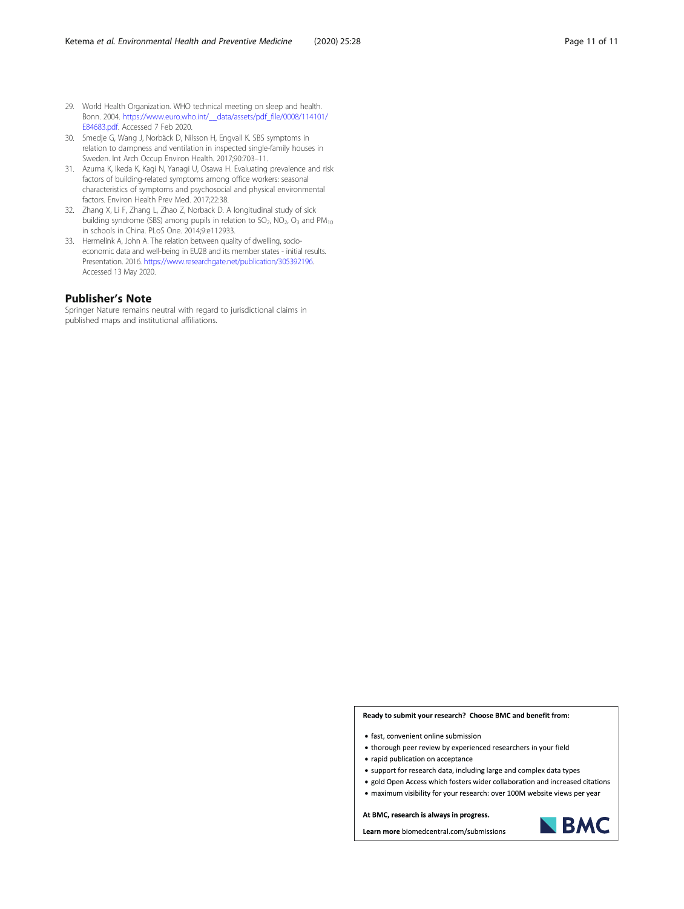29. World Health Organization. WHO technical meeting on sleep and health. Bonn. 2004. https://www.euro.who.int/__data/assets/pdf_file/0008/114101/E84683.pdf. Accessed 7 Feb 2020.
30. Smedje G, Wang J, Norbäck D, Nilsson H, Engvall K. SBS symptoms in relation to dampness and ventilation in inspected single-family houses in Sweden. Int Arch Occup Environ Health. 2017;90:703–11.
31. Azuma K, Ikeda K, Kagi N, Yanagi U, Osawa H. Evaluating prevalence and risk factors of building-related symptoms among office workers: seasonal characteristics of symptoms and psychosocial and physical environmental factors. Environ Health Prev Med. 2017;22:38.
32. Zhang X, Li F, Zhang L, Zhao Z, Norback D. A longitudinal study of sick building syndrome (SBS) among pupils in relation to $SO_2$, $NO_2$, $O_3$ and $PM_{10}$ in schools in China. PLoS One. 2014;9:e112933.
33. Hermelink A, John A. The relation between quality of dwelling, socio-economic data and well-being in EU28 and its member states - initial results. Presentation. 2016. https://www.researchgate.net/publication/305392196. Accessed 13 May 2020.

## Publisher's Note

Springer Nature remains neutral with regard to jurisdictional claims in published maps and institutional affiliations.

**Ready to submit your research? Choose BMC and benefit from:**

- fast, convenient online submission
- thorough peer review by experienced researchers in your field
- rapid publication on acceptance
- support for research data, including large and complex data types
- gold Open Access which fosters wider collaboration and increased citations
- maximum visibility for your research: over 100M website views per year

**At BMC, research is always in progress.**

**Learn more** biomedcentral.com/submissions

BMC